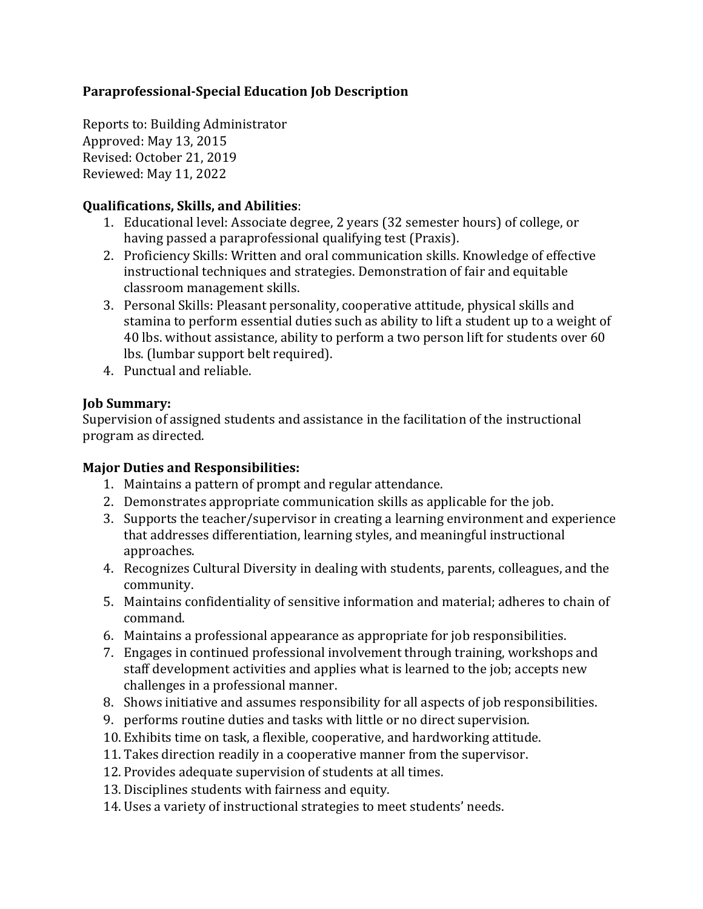# Paraprofessional-Special Education Job Description

Reports to: Building Administrator
Approved: May 13, 2015
Revised: October 21, 2019
Reviewed: May 11, 2022

**Qualifications, Skills, and Abilities**:

1. Educational level: Associate degree, 2 years (32 semester hours) of college, or having passed a paraprofessional qualifying test (Praxis).
2. Proficiency Skills: Written and oral communication skills. Knowledge of effective instructional techniques and strategies. Demonstration of fair and equitable classroom management skills.
3. Personal Skills: Pleasant personality, cooperative attitude, physical skills and stamina to perform essential duties such as ability to lift a student up to a weight of 40 lbs. without assistance, ability to perform a two person lift for students over 60 lbs. (lumbar support belt required).
4. Punctual and reliable.

**Job Summary:**
Supervision of assigned students and assistance in the facilitation of the instructional program as directed.

**Major Duties and Responsibilities:**

1. Maintains a pattern of prompt and regular attendance.
2. Demonstrates appropriate communication skills as applicable for the job.
3. Supports the teacher/supervisor in creating a learning environment and experience that addresses differentiation, learning styles, and meaningful instructional approaches.
4. Recognizes Cultural Diversity in dealing with students, parents, colleagues, and the community.
5. Maintains confidentiality of sensitive information and material; adheres to chain of command.
6. Maintains a professional appearance as appropriate for job responsibilities.
7. Engages in continued professional involvement through training, workshops and staff development activities and applies what is learned to the job; accepts new challenges in a professional manner.
8. Shows initiative and assumes responsibility for all aspects of job responsibilities.
9. performs routine duties and tasks with little or no direct supervision.
10. Exhibits time on task, a flexible, cooperative, and hardworking attitude.
11. Takes direction readily in a cooperative manner from the supervisor.
12. Provides adequate supervision of students at all times.
13. Disciplines students with fairness and equity.
14. Uses a variety of instructional strategies to meet students' needs.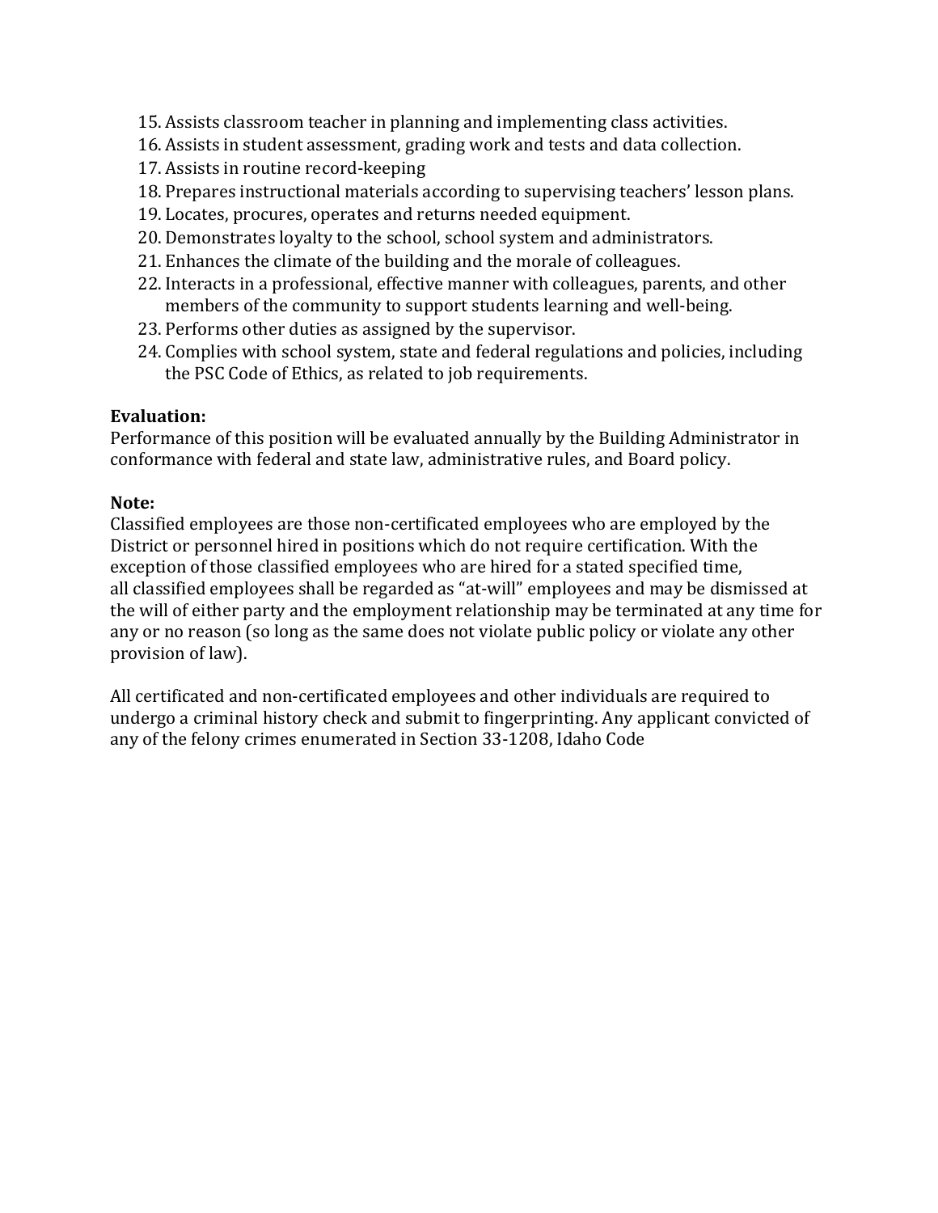15. Assists classroom teacher in planning and implementing class activities.
16. Assists in student assessment, grading work and tests and data collection.
17. Assists in routine record-keeping
18. Prepares instructional materials according to supervising teachers' lesson plans.
19. Locates, procures, operates and returns needed equipment.
20. Demonstrates loyalty to the school, school system and administrators.
21. Enhances the climate of the building and the morale of colleagues.
22. Interacts in a professional, effective manner with colleagues, parents, and other members of the community to support students learning and well-being.
23. Performs other duties as assigned by the supervisor.
24. Complies with school system, state and federal regulations and policies, including the PSC Code of Ethics, as related to job requirements.

**Evaluation:**
Performance of this position will be evaluated annually by the Building Administrator in conformance with federal and state law, administrative rules, and Board policy.

**Note:**
Classified employees are those non-certificated employees who are employed by the District or personnel hired in positions which do not require certification. With the exception of those classified employees who are hired for a stated specified time, all classified employees shall be regarded as "at-will" employees and may be dismissed at the will of either party and the employment relationship may be terminated at any time for any or no reason (so long as the same does not violate public policy or violate any other provision of law).

All certificated and non-certificated employees and other individuals are required to undergo a criminal history check and submit to fingerprinting. Any applicant convicted of any of the felony crimes enumerated in Section 33-1208, Idaho Code